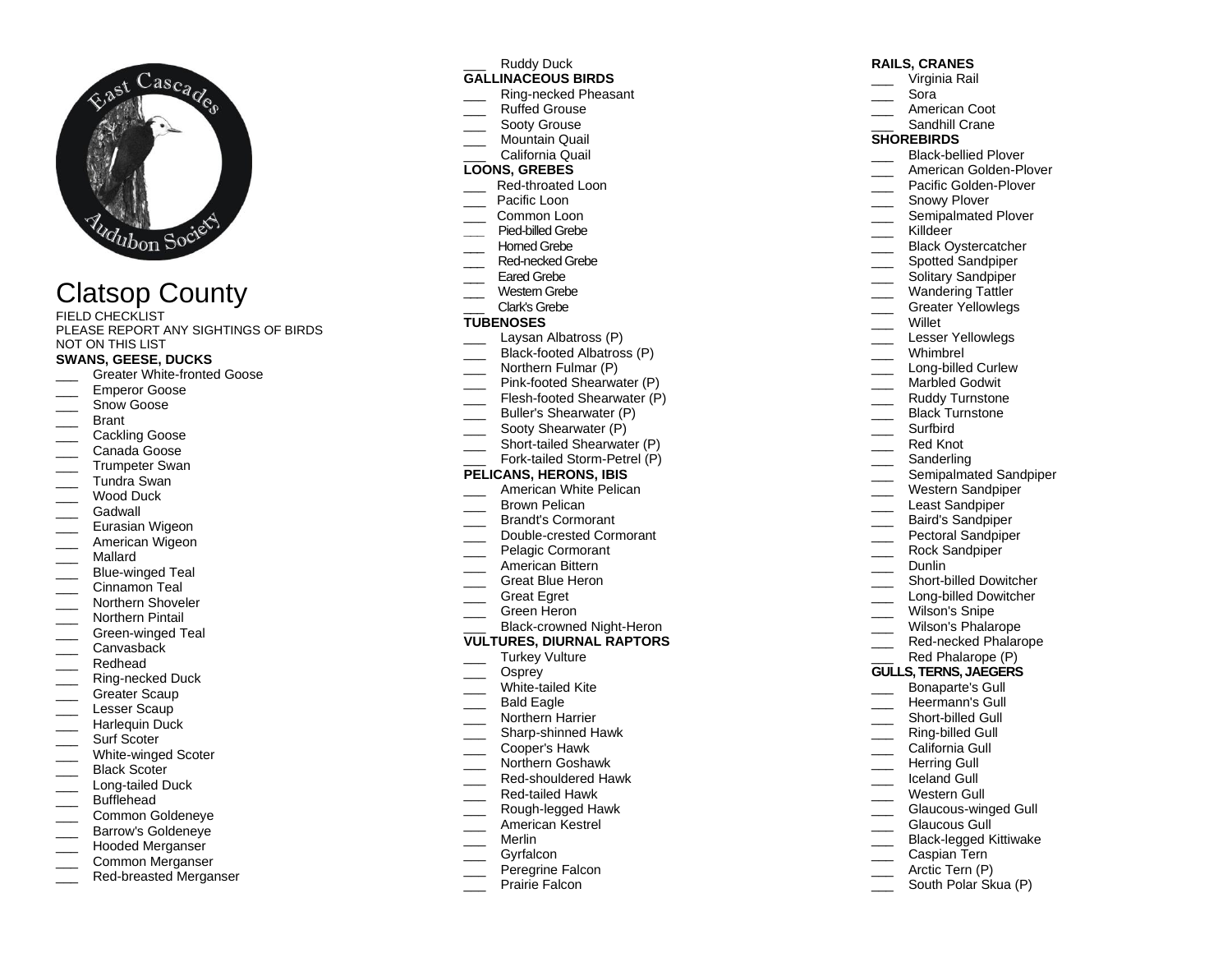# Clatsop County

FIELD CHECKLIST
PLEASE REPORT ANY SIGHTINGS OF BIRDS NOT ON THIS LIST

**SWANS, GEESE, DUCKS**

- ___ Greater White-fronted Goose
- ___ Emperor Goose
- ___ Snow Goose
- ___ Brant
- ___ Cackling Goose
- ___ Canada Goose
- ___ Trumpeter Swan
- ___ Tundra Swan
- ___ Wood Duck
- ___ Gadwall
- ___ Eurasian Wigeon
- ___ American Wigeon
- ___ Mallard
- ___ Blue-winged Teal
- ___ Cinnamon Teal
- ___ Northern Shoveler
- ___ Northern Pintail
- ___ Green-winged Teal
- ___ Canvasback
- ___ Redhead
- ___ Ring-necked Duck
- ___ Greater Scaup
- ___ Lesser Scaup
- ___ Harlequin Duck
- ___ Surf Scoter
- ___ White-winged Scoter
- ___ Black Scoter
- ___ Long-tailed Duck
- ___ Bufflehead
- ___ Common Goldeneye
- ___ Barrow's Goldeneye
- ___ Hooded Merganser
- ___ Common Merganser
- ___ Red-breasted Merganser
- ___ Ruddy Duck

**GALLINACEOUS BIRDS**

- ___ Ring-necked Pheasant
- ___ Ruffed Grouse
- ___ Sooty Grouse
- ___ Mountain Quail
- ___ California Quail

**LOONS, GREBES**

- ___ Red-throated Loon
- ___ Pacific Loon
- ___ Common Loon
- ___ Pied-billed Grebe
- ___ Horned Grebe
- ___ Red-necked Grebe
- ___ Eared Grebe
- ___ Western Grebe
- ___ Clark's Grebe

**TUBENOSES**

- ___ Laysan Albatross (P)
- ___ Black-footed Albatross (P)
- ___ Northern Fulmar (P)
- ___ Pink-footed Shearwater (P)
- ___ Flesh-footed Shearwater (P)
- ___ Buller's Shearwater (P)
- ___ Sooty Shearwater (P)
- ___ Short-tailed Shearwater (P)
- ___ Fork-tailed Storm-Petrel (P)

**PELICANS, HERONS, IBIS**

- ___ American White Pelican
- ___ Brown Pelican
- ___ Brandt's Cormorant
- ___ Double-crested Cormorant
- ___ Pelagic Cormorant
- ___ American Bittern
- ___ Great Blue Heron
- ___ Great Egret
- ___ Green Heron
- ___ Black-crowned Night-Heron

**VULTURES, DIURNAL RAPTORS**

- ___ Turkey Vulture
- ___ Osprey
- ___ White-tailed Kite
- ___ Bald Eagle
- ___ Northern Harrier
- ___ Sharp-shinned Hawk
- ___ Cooper's Hawk
- ___ Northern Goshawk
- ___ Red-shouldered Hawk
- ___ Red-tailed Hawk
- ___ Rough-legged Hawk
- ___ American Kestrel
- ___ Merlin
- ___ Gyrfalcon
- ___ Peregrine Falcon
- ___ Prairie Falcon

**RAILS, CRANES**

- ___ Virginia Rail
- ___ Sora
- ___ American Coot
- ___ Sandhill Crane

**SHOREBIRDS**

- ___ Black-bellied Plover
- ___ American Golden-Plover
- ___ Pacific Golden-Plover
- ___ Snowy Plover
- ___ Semipalmated Plover
- ___ Killdeer
- ___ Black Oystercatcher
- ___ Spotted Sandpiper
- ___ Solitary Sandpiper
- ___ Wandering Tattler
- ___ Greater Yellowlegs
- ___ Willet
- ___ Lesser Yellowlegs
- ___ Whimbrel
- ___ Long-billed Curlew
- ___ Marbled Godwit
- ___ Ruddy Turnstone
- ___ Black Turnstone
- ___ Surfbird
- ___ Red Knot
- ___ Sanderling
- ___ Semipalmated Sandpiper
- ___ Western Sandpiper
- ___ Least Sandpiper
- ___ Baird's Sandpiper
- ___ Pectoral Sandpiper
- ___ Rock Sandpiper
- ___ Dunlin
- ___ Short-billed Dowitcher
- ___ Long-billed Dowitcher
- ___ Wilson's Snipe
- ___ Wilson's Phalarope
- ___ Red-necked Phalarope
- ___ Red Phalarope (P)

**GULLS, TERNS, JAEGERS**

- ___ Bonaparte's Gull
- ___ Heermann's Gull
- ___ Short-billed Gull
- ___ Ring-billed Gull
- ___ California Gull
- ___ Herring Gull
- ___ Iceland Gull
- ___ Western Gull
- ___ Glaucous-winged Gull
- ___ Glaucous Gull
- ___ Black-legged Kittiwake
- ___ Caspian Tern
- ___ Arctic Tern (P)
- ___ South Polar Skua (P)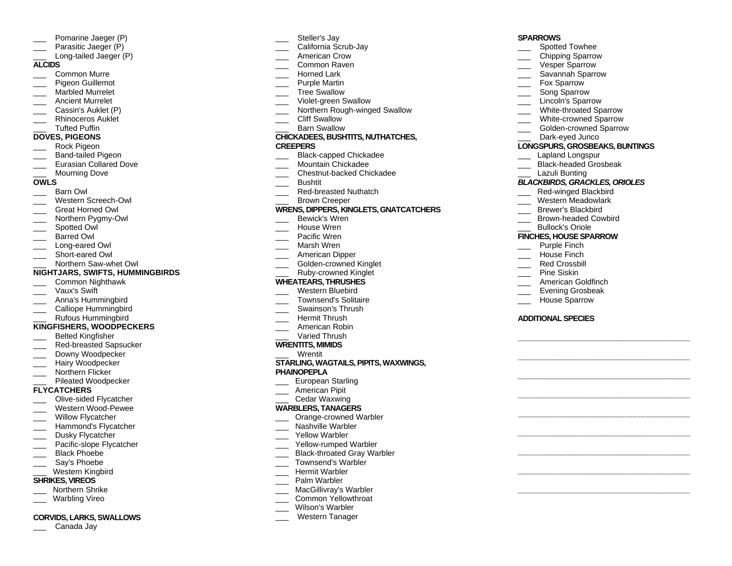___ Pomarine Jaeger (P)
___ Parasitic Jaeger (P)
___ Long-tailed Jaeger (P)

**ALCIDS**

___ Common Murre
___ Pigeon Guillemot
___ Marbled Murrelet
___ Ancient Murrelet
___ Cassin's Auklet (P)
___ Rhinoceros Auklet
___ Tufted Puffin

**DOVES, PIGEONS**

___ Rock Pigeon
___ Band-tailed Pigeon
___ Eurasian Collared Dove
___ Mourning Dove

**OWLS**

___ Barn Owl
___ Western Screech-Owl
___ Great Horned Owl
___ Northern Pygmy-Owl
___ Spotted Owl
___ Barred Owl
___ Long-eared Owl
___ Short-eared Owl
___ Northern Saw-whet Owl

**NIGHTJARS, SWIFTS, HUMMINGBIRDS**

___ Common Nighthawk
___ Vaux's Swift
___ Anna's Hummingbird
___ Calliope Hummingbird
___ Rufous Hummingbird

**KINGFISHERS, WOODPECKERS**

___ Belted Kingfisher
___ Red-breasted Sapsucker
___ Downy Woodpecker
___ Hairy Woodpecker
___ Northern Flicker
___ Pileated Woodpecker

**FLYCATCHERS**

___ Olive-sided Flycatcher
___ Western Wood-Pewee
___ Willow Flycatcher
___ Hammond's Flycatcher
___ Dusky Flycatcher
___ Pacific-slope Flycatcher
___ Black Phoebe
___ Say's Phoebe
___ Western Kingbird

**SHRIKES, VIREOS**

___ Northern Shrike
___ Warbling Vireo

**CORVIDS, LARKS, SWALLOWS**

___ Canada Jay
___ Steller's Jay
___ California Scrub-Jay
___ American Crow
___ Common Raven
___ Horned Lark
___ Purple Martin
___ Tree Swallow
___ Violet-green Swallow
___ Northern Rough-winged Swallow
___ Cliff Swallow
___ Barn Swallow

**CHICKADEES, BUSHTITS, NUTHATCHES, CREEPERS**

___ Black-capped Chickadee
___ Mountain Chickadee
___ Chestnut-backed Chickadee
___ Bushtit
___ Red-breasted Nuthatch
___ Brown Creeper

**WRENS, DIPPERS, KINGLETS, GNATCATCHERS**

___ Bewick's Wren
___ House Wren
___ Pacific Wren
___ Marsh Wren
___ American Dipper
___ Golden-crowned Kinglet
___ Ruby-crowned Kinglet

**WHEATEARS, THRUSHES**

___ Western Bluebird
___ Townsend's Solitaire
___ Swainson's Thrush
___ Hermit Thrush
___ American Robin
___ Varied Thrush

**WRENTITS, MIMIDS**

___ Wrentit

**STARLING, WAGTAILS, PIPITS, WAXWINGS, PHAINOPEPLA**

___ European Starling
___ American Pipit
___ Cedar Waxwing

**WARBLERS, TANAGERS**

___ Orange-crowned Warbler
___ Nashville Warbler
___ Yellow Warbler
___ Yellow-rumped Warbler
___ Black-throated Gray Warbler
___ Townsend's Warbler
___ Hermit Warbler
___ Palm Warbler
___ MacGillivray's Warbler
___ Common Yellowthroat
___ Wilson's Warbler
___ Western Tanager

**SPARROWS**

___ Spotted Towhee
___ Chipping Sparrow
___ Vesper Sparrow
___ Savannah Sparrow
___ Fox Sparrow
___ Song Sparrow
___ Lincoln's Sparrow
___ White-throated Sparrow
___ White-crowned Sparrow
___ Golden-crowned Sparrow
___ Dark-eyed Junco

**LONGSPURS, GROSBEAKS, BUNTINGS**

___ Lapland Longspur
___ Black-headed Grosbeak
___ Lazuli Bunting

***BLACKBIRDS, GRACKLES, ORIOLES***

___ Red-winged Blackbird
___ Western Meadowlark
___ Brewer's Blackbird
___ Brown-headed Cowbird
___ Bullock's Oriole

**FINCHES, HOUSE SPARROW**

___ Purple Finch
___ House Finch
___ Red Crossbill
___ Pine Siskin
___ American Goldfinch
___ Evening Grosbeak
___ House Sparrow

**ADDITIONAL SPECIES**

______________________________________

______________________________________

______________________________________

______________________________________

______________________________________

______________________________________

______________________________________

______________________________________

______________________________________